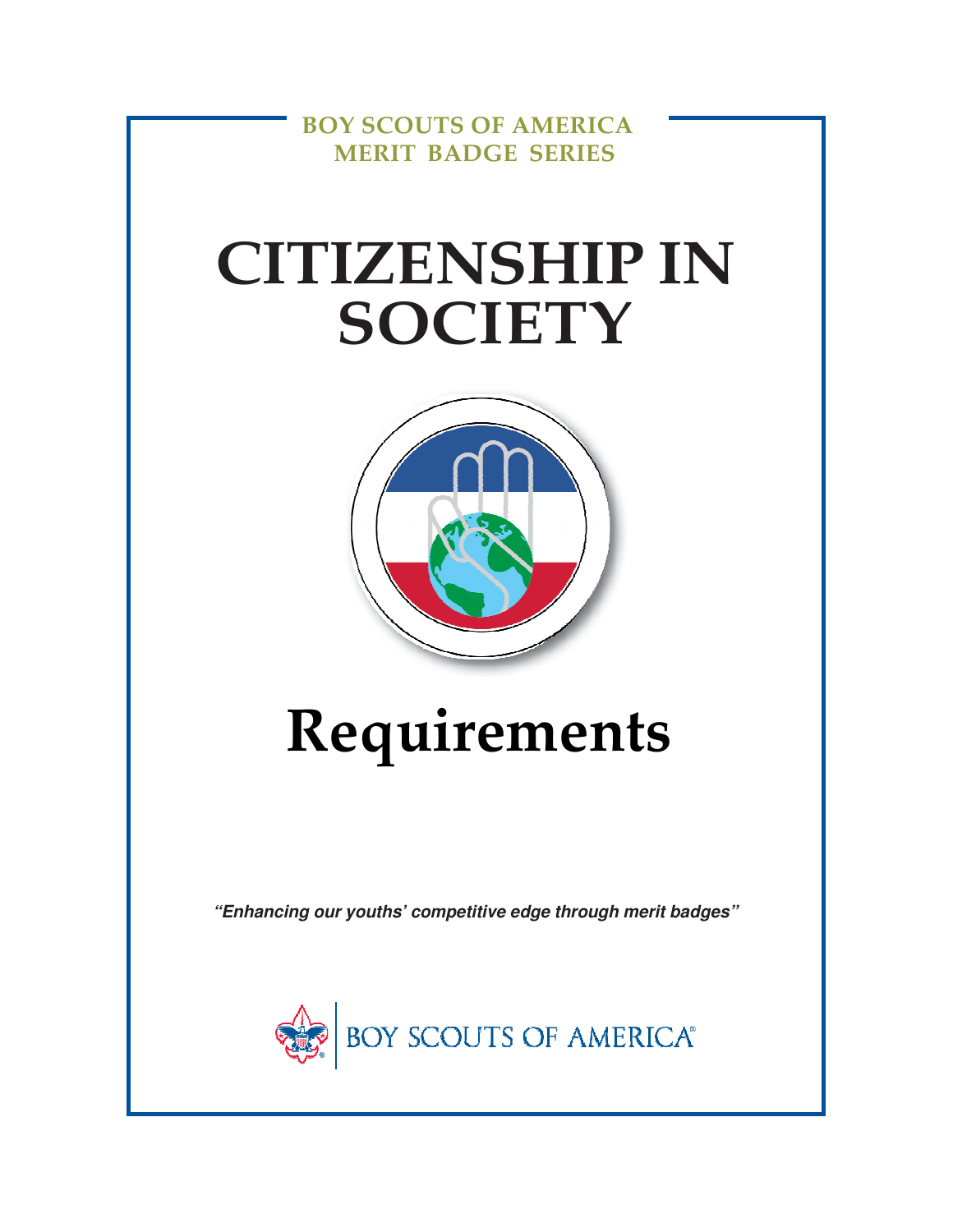BOY SCOUTS OF AMERICA
MERIT BADGE SERIES

# CITIZENSHIP IN SOCIETY

# Requirements

***"Enhancing our youths' competitive edge through merit badges"***

BOY SCOUTS OF AMERICA®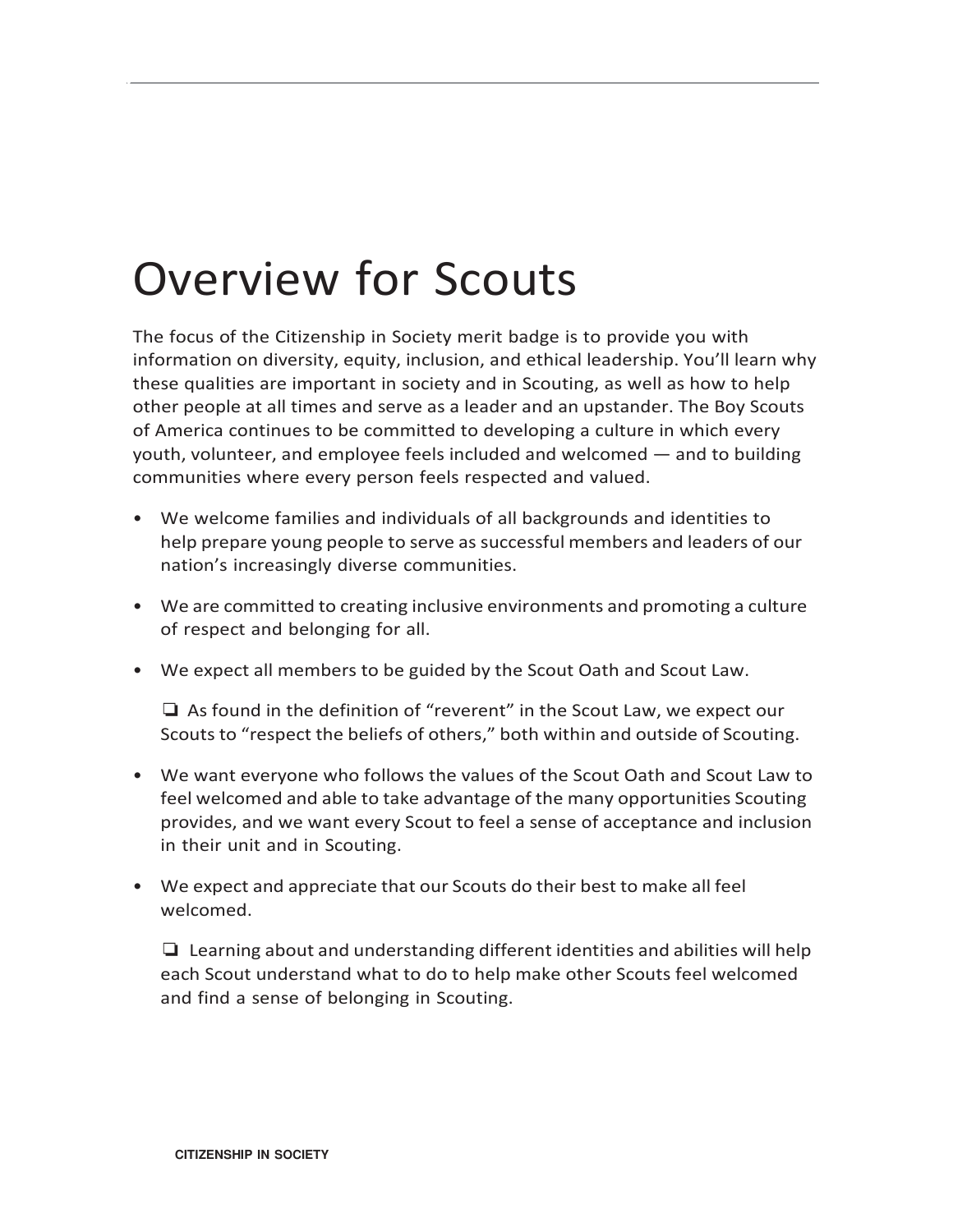# Overview for Scouts

The focus of the Citizenship in Society merit badge is to provide you with information on diversity, equity, inclusion, and ethical leadership. You'll learn why these qualities are important in society and in Scouting, as well as how to help other people at all times and serve as a leader and an upstander. The Boy Scouts of America continues to be committed to developing a culture in which every youth, volunteer, and employee feels included and welcomed — and to building communities where every person feels respected and valued.

- We welcome families and individuals of all backgrounds and identities to help prepare young people to serve as successful members and leaders of our nation's increasingly diverse communities.
- We are committed to creating inclusive environments and promoting a culture of respect and belonging for all.
- We expect all members to be guided by the Scout Oath and Scout Law.
  - As found in the definition of "reverent" in the Scout Law, we expect our Scouts to "respect the beliefs of others," both within and outside of Scouting.
- We want everyone who follows the values of the Scout Oath and Scout Law to feel welcomed and able to take advantage of the many opportunities Scouting provides, and we want every Scout to feel a sense of acceptance and inclusion in their unit and in Scouting.
- We expect and appreciate that our Scouts do their best to make all feel welcomed.
  - Learning about and understanding different identities and abilities will help each Scout understand what to do to help make other Scouts feel welcomed and find a sense of belonging in Scouting.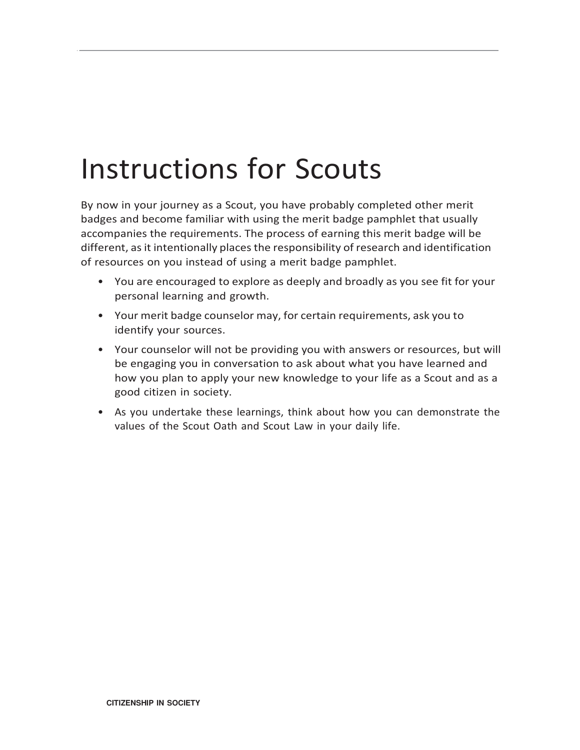# Instructions for Scouts

By now in your journey as a Scout, you have probably completed other merit badges and become familiar with using the merit badge pamphlet that usually accompanies the requirements. The process of earning this merit badge will be different, as it intentionally places the responsibility of research and identification of resources on you instead of using a merit badge pamphlet.

- You are encouraged to explore as deeply and broadly as you see fit for your personal learning and growth.
- Your merit badge counselor may, for certain requirements, ask you to identify your sources.
- Your counselor will not be providing you with answers or resources, but will be engaging you in conversation to ask about what you have learned and how you plan to apply your new knowledge to your life as a Scout and as a good citizen in society.
- As you undertake these learnings, think about how you can demonstrate the values of the Scout Oath and Scout Law in your daily life.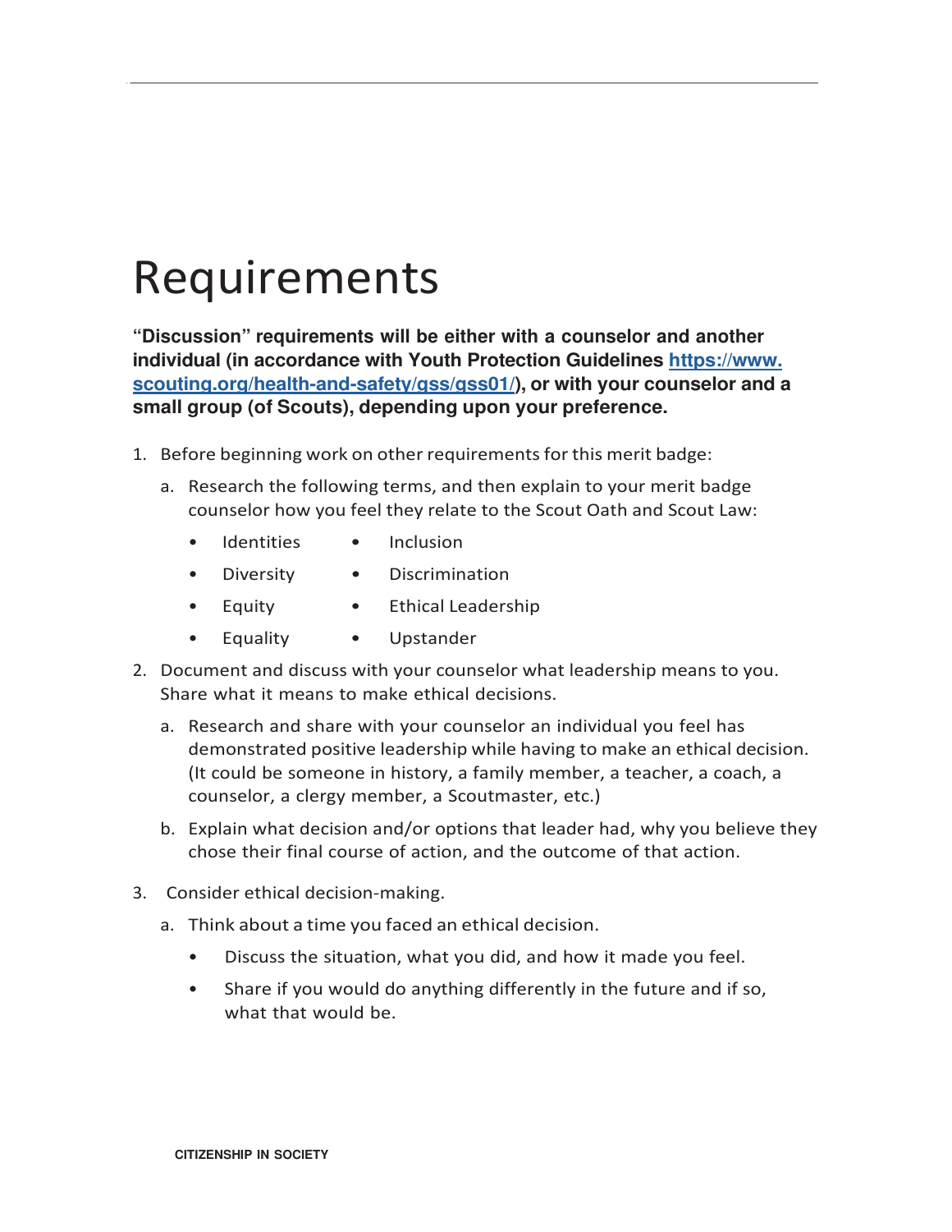# Requirements

**"Discussion" requirements will be either with a counselor and another individual (in accordance with Youth Protection Guidelines [https://www.scouting.org/health-and-safety/gss/gss01/](https://www.scouting.org/health-and-safety/gss/gss01/)), or with your counselor and a small group (of Scouts), depending upon your preference.**

1. Before beginning work on other requirements for this merit badge:
   a. Research the following terms, and then explain to your merit badge counselor how you feel they relate to the Scout Oath and Scout Law:
      - Identities
      - Diversity
      - Equity
      - Equality
      - Inclusion
      - Discrimination
      - Ethical Leadership
      - Upstander
2. Document and discuss with your counselor what leadership means to you. Share what it means to make ethical decisions.
   a. Research and share with your counselor an individual you feel has demonstrated positive leadership while having to make an ethical decision. (It could be someone in history, a family member, a teacher, a coach, a counselor, a clergy member, a Scoutmaster, etc.)
   b. Explain what decision and/or options that leader had, why you believe they chose their final course of action, and the outcome of that action.
3. Consider ethical decision-making.
   a. Think about a time you faced an ethical decision.
      - Discuss the situation, what you did, and how it made you feel.
      - Share if you would do anything differently in the future and if so, what that would be.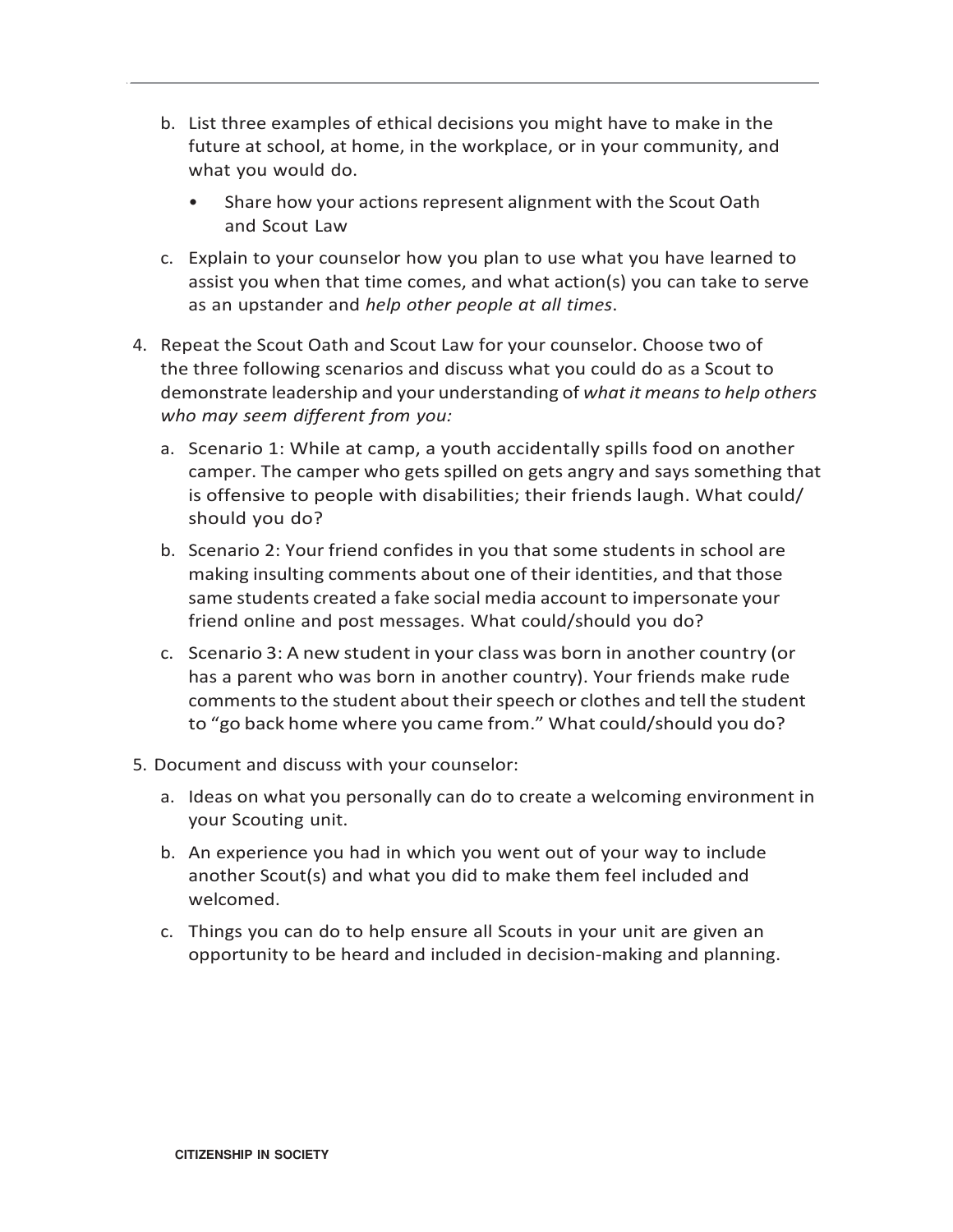b. List three examples of ethical decisions you might have to make in the future at school, at home, in the workplace, or in your community, and what you would do.

    - Share how your actions represent alignment with the Scout Oath and Scout Law

c. Explain to your counselor how you plan to use what you have learned to assist you when that time comes, and what action(s) you can take to serve as an upstander and *help other people at all times*.

4. Repeat the Scout Oath and Scout Law for your counselor. Choose two of the three following scenarios and discuss what you could do as a Scout to demonstrate leadership and your understanding of *what it means to help others who may seem different from you:*

    a. Scenario 1: While at camp, a youth accidentally spills food on another camper. The camper who gets spilled on gets angry and says something that is offensive to people with disabilities; their friends laugh. What could/should you do?

    b. Scenario 2: Your friend confides in you that some students in school are making insulting comments about one of their identities, and that those same students created a fake social media account to impersonate your friend online and post messages. What could/should you do?

    c. Scenario 3: A new student in your class was born in another country (or has a parent who was born in another country). Your friends make rude comments to the student about their speech or clothes and tell the student to "go back home where you came from." What could/should you do?

5. Document and discuss with your counselor:

    a. Ideas on what you personally can do to create a welcoming environment in your Scouting unit.

    b. An experience you had in which you went out of your way to include another Scout(s) and what you did to make them feel included and welcomed.

    c. Things you can do to help ensure all Scouts in your unit are given an opportunity to be heard and included in decision-making and planning.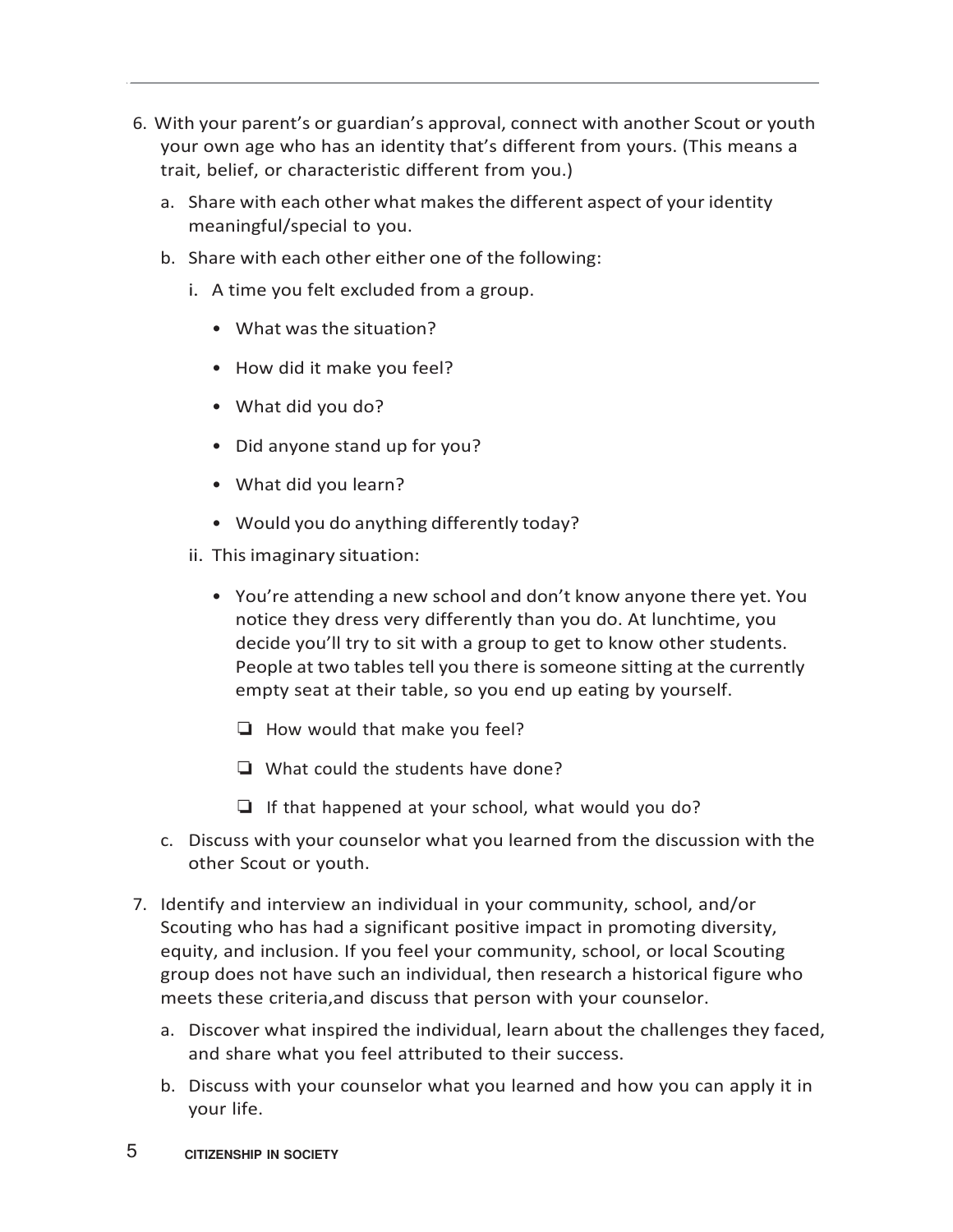6. With your parent's or guardian's approval, connect with another Scout or youth your own age who has an identity that's different from yours. (This means a trait, belief, or characteristic different from you.)
   a. Share with each other what makes the different aspect of your identity meaningful/special to you.
   b. Share with each other either one of the following:
      i. A time you felt excluded from a group.
         - What was the situation?
         - How did it make you feel?
         - What did you do?
         - Did anyone stand up for you?
         - What did you learn?
         - Would you do anything differently today?
      ii. This imaginary situation:
         - You're attending a new school and don't know anyone there yet. You notice they dress very differently than you do. At lunchtime, you decide you'll try to sit with a group to get to know other students. People at two tables tell you there is someone sitting at the currently empty seat at their table, so you end up eating by yourself.
            - ❏ How would that make you feel?
            - ❏ What could the students have done?
            - ❏ If that happened at your school, what would you do?
   c. Discuss with your counselor what you learned from the discussion with the other Scout or youth.
7. Identify and interview an individual in your community, school, and/or Scouting who has had a significant positive impact in promoting diversity, equity, and inclusion. If you feel your community, school, or local Scouting group does not have such an individual, then research a historical figure who meets these criteria,and discuss that person with your counselor.
   a. Discover what inspired the individual, learn about the challenges they faced, and share what you feel attributed to their success.
   b. Discuss with your counselor what you learned and how you can apply it in your life.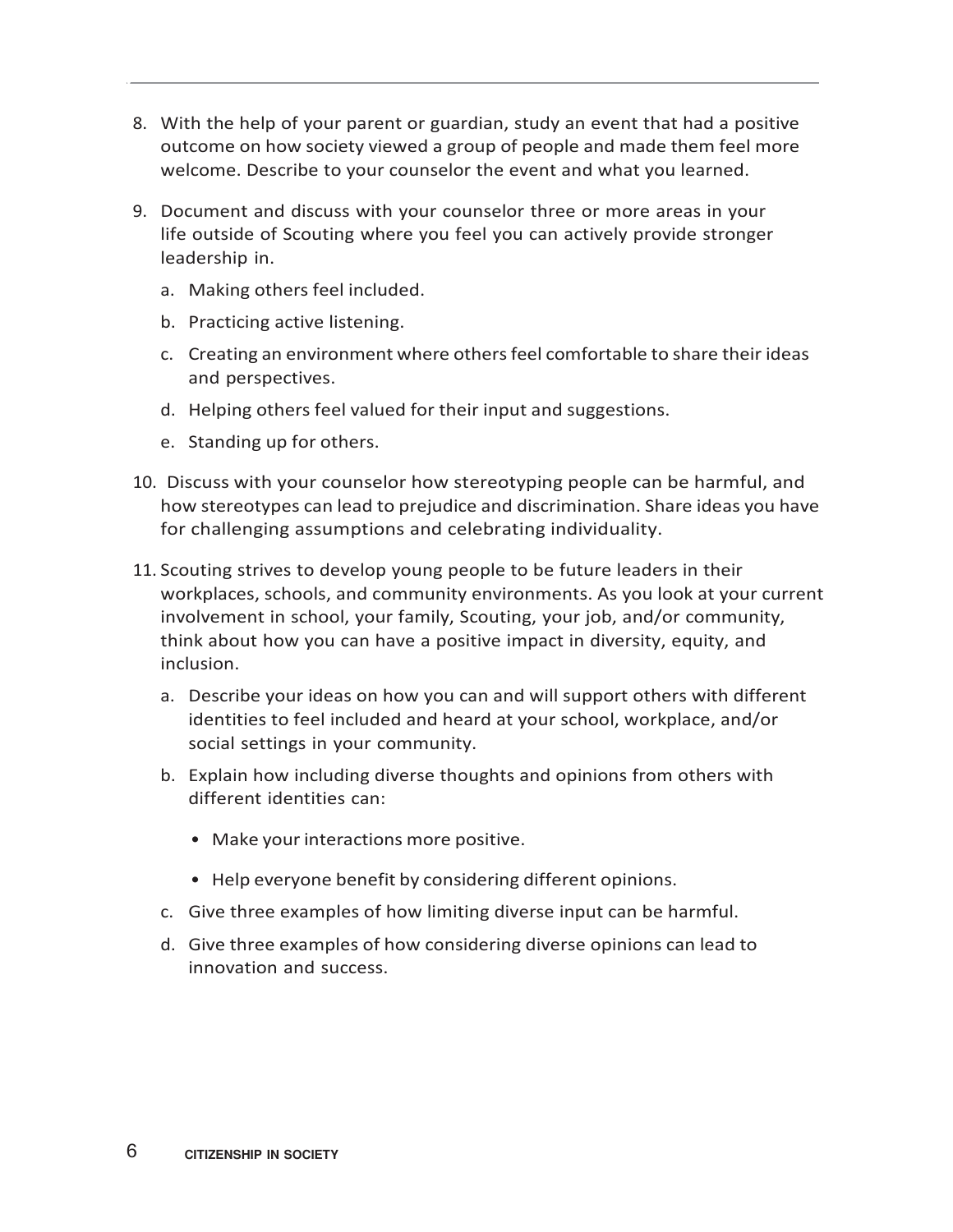8. With the help of your parent or guardian, study an event that had a positive outcome on how society viewed a group of people and made them feel more welcome. Describe to your counselor the event and what you learned.

9. Document and discuss with your counselor three or more areas in your life outside of Scouting where you feel you can actively provide stronger leadership in.

   a. Making others feel included.

   b. Practicing active listening.

   c. Creating an environment where others feel comfortable to share their ideas and perspectives.

   d. Helping others feel valued for their input and suggestions.

   e. Standing up for others.

10. Discuss with your counselor how stereotyping people can be harmful, and how stereotypes can lead to prejudice and discrimination. Share ideas you have for challenging assumptions and celebrating individuality.

11. Scouting strives to develop young people to be future leaders in their workplaces, schools, and community environments. As you look at your current involvement in school, your family, Scouting, your job, and/or community, think about how you can have a positive impact in diversity, equity, and inclusion.

    a. Describe your ideas on how you can and will support others with different identities to feel included and heard at your school, workplace, and/or social settings in your community.

    b. Explain how including diverse thoughts and opinions from others with different identities can:

       - Make your interactions more positive.

       - Help everyone benefit by considering different opinions.

    c. Give three examples of how limiting diverse input can be harmful.

    d. Give three examples of how considering diverse opinions can lead to innovation and success.